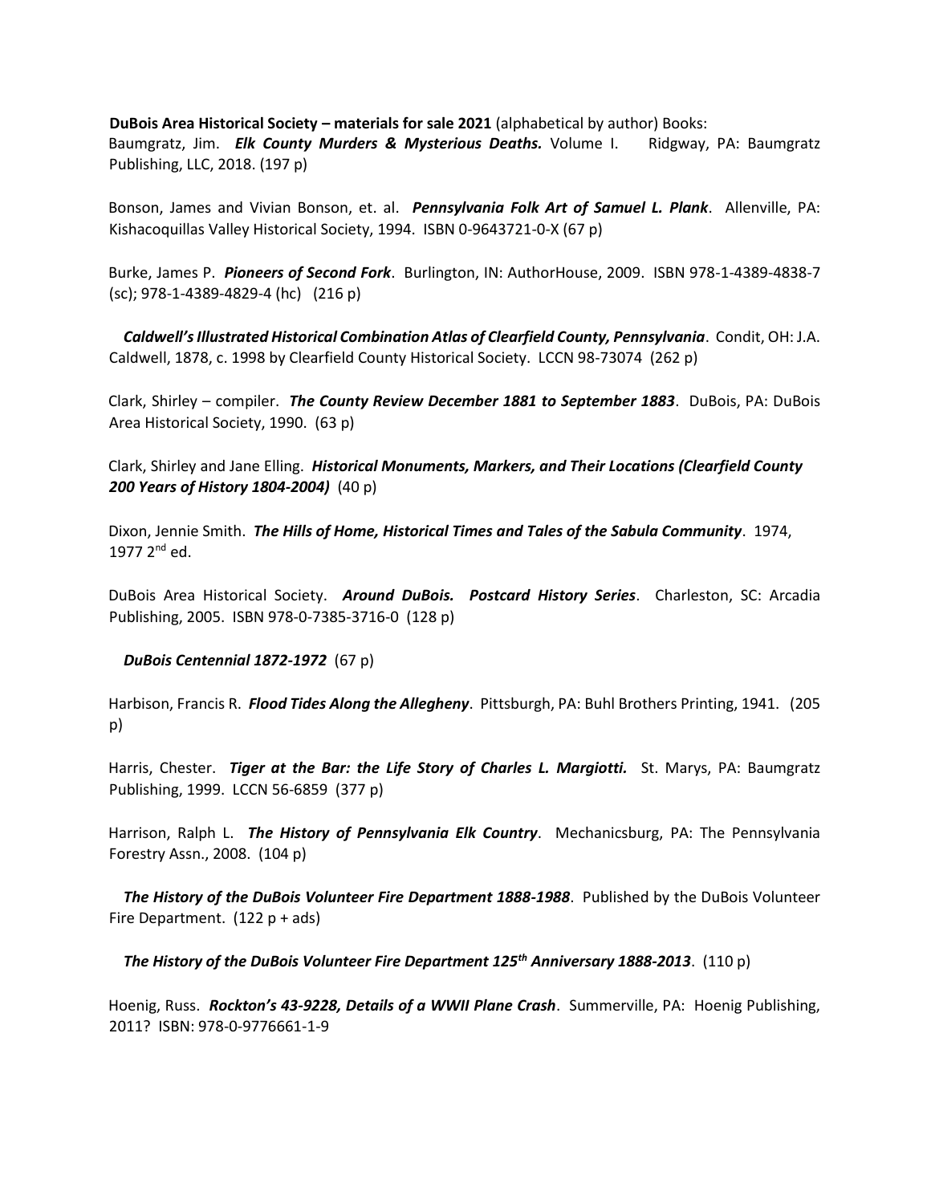**DuBois Area Historical Society – materials for sale 2021** (alphabetical by author) Books:

Baumgratz, Jim. ***Elk County Murders & Mysterious Deaths.*** Volume I. Ridgway, PA: Baumgratz Publishing, LLC, 2018. (197 p)

Bonson, James and Vivian Bonson, et. al. ***Pennsylvania Folk Art of Samuel L. Plank***. Allenville, PA: Kishacoquillas Valley Historical Society, 1994. ISBN 0-9643721-0-X (67 p)

Burke, James P. ***Pioneers of Second Fork***. Burlington, IN: AuthorHouse, 2009. ISBN 978-1-4389-4838-7 (sc); 978-1-4389-4829-4 (hc) (216 p)

***Caldwell's Illustrated Historical Combination Atlas of Clearfield County, Pennsylvania***. Condit, OH: J.A. Caldwell, 1878, c. 1998 by Clearfield County Historical Society. LCCN 98-73074 (262 p)

Clark, Shirley – compiler. ***The County Review December 1881 to September 1883***. DuBois, PA: DuBois Area Historical Society, 1990. (63 p)

Clark, Shirley and Jane Elling. ***Historical Monuments, Markers, and Their Locations (Clearfield County 200 Years of History 1804-2004)*** (40 p)

Dixon, Jennie Smith. ***The Hills of Home, Historical Times and Tales of the Sabula Community***. 1974, 1977 2nd ed.

DuBois Area Historical Society. ***Around DuBois. Postcard History Series***. Charleston, SC: Arcadia Publishing, 2005. ISBN 978-0-7385-3716-0 (128 p)

***DuBois Centennial 1872-1972*** (67 p)

Harbison, Francis R. ***Flood Tides Along the Allegheny***. Pittsburgh, PA: Buhl Brothers Printing, 1941. (205 p)

Harris, Chester. ***Tiger at the Bar: the Life Story of Charles L. Margiotti.*** St. Marys, PA: Baumgratz Publishing, 1999. LCCN 56-6859 (377 p)

Harrison, Ralph L. ***The History of Pennsylvania Elk Country***. Mechanicsburg, PA: The Pennsylvania Forestry Assn., 2008. (104 p)

***The History of the DuBois Volunteer Fire Department 1888-1988***. Published by the DuBois Volunteer Fire Department. (122 p + ads)

***The History of the DuBois Volunteer Fire Department 125th Anniversary 1888-2013***. (110 p)

Hoenig, Russ. ***Rockton's 43-9228, Details of a WWII Plane Crash***. Summerville, PA: Hoenig Publishing, 2011? ISBN: 978-0-9776661-1-9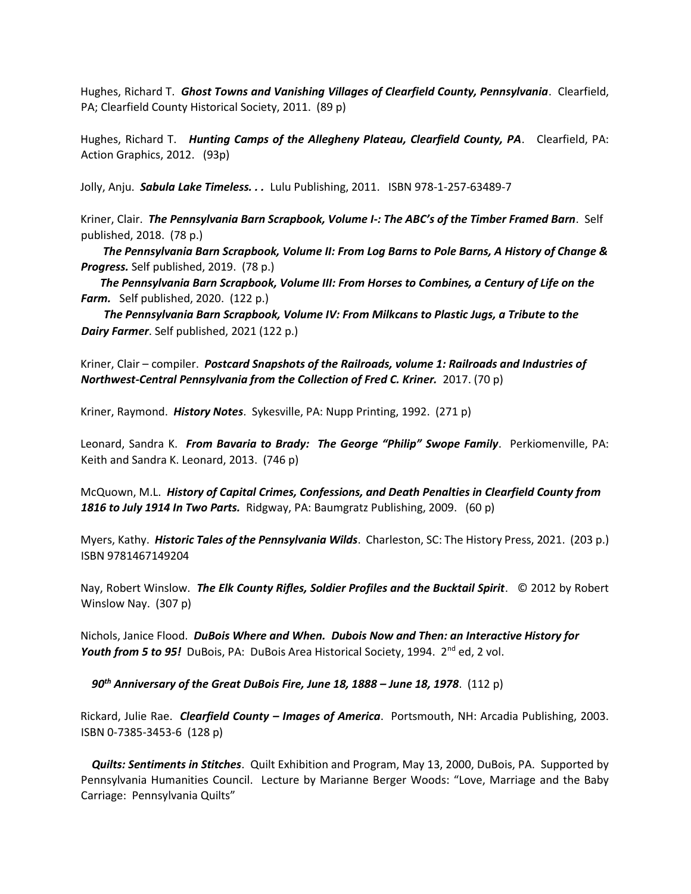Hughes, Richard T. ***Ghost Towns and Vanishing Villages of Clearfield County, Pennsylvania***. Clearfield, PA; Clearfield County Historical Society, 2011. (89 p)

Hughes, Richard T. ***Hunting Camps of the Allegheny Plateau, Clearfield County, PA***. Clearfield, PA: Action Graphics, 2012. (93p)

Jolly, Anju. ***Sabula Lake Timeless. . .*** Lulu Publishing, 2011. ISBN 978-1-257-63489-7

Kriner, Clair. ***The Pennsylvania Barn Scrapbook, Volume I-: The ABC's of the Timber Framed Barn***. Self published, 2018. (78 p.)

***The Pennsylvania Barn Scrapbook, Volume II: From Log Barns to Pole Barns, A History of Change & Progress.*** Self published, 2019. (78 p.)

***The Pennsylvania Barn Scrapbook, Volume III: From Horses to Combines, a Century of Life on the Farm.*** Self published, 2020. (122 p.)

***The Pennsylvania Barn Scrapbook, Volume IV: From Milkcans to Plastic Jugs, a Tribute to the Dairy Farmer***. Self published, 2021 (122 p.)

Kriner, Clair – compiler. ***Postcard Snapshots of the Railroads, volume 1: Railroads and Industries of Northwest-Central Pennsylvania from the Collection of Fred C. Kriner.*** 2017. (70 p)

Kriner, Raymond. ***History Notes***. Sykesville, PA: Nupp Printing, 1992. (271 p)

Leonard, Sandra K. ***From Bavaria to Brady: The George "Philip" Swope Family***. Perkiomenville, PA: Keith and Sandra K. Leonard, 2013. (746 p)

McQuown, M.L. ***History of Capital Crimes, Confessions, and Death Penalties in Clearfield County from 1816 to July 1914 In Two Parts.*** Ridgway, PA: Baumgratz Publishing, 2009. (60 p)

Myers, Kathy. ***Historic Tales of the Pennsylvania Wilds***. Charleston, SC: The History Press, 2021. (203 p.) ISBN 9781467149204

Nay, Robert Winslow. ***The Elk County Rifles, Soldier Profiles and the Bucktail Spirit***. © 2012 by Robert Winslow Nay. (307 p)

Nichols, Janice Flood. ***DuBois Where and When. Dubois Now and Then: an Interactive History for Youth from 5 to 95!*** DuBois, PA: DuBois Area Historical Society, 1994. 2nd ed, 2 vol.

***90th Anniversary of the Great DuBois Fire, June 18, 1888 – June 18, 1978***. (112 p)

Rickard, Julie Rae. ***Clearfield County – Images of America***. Portsmouth, NH: Arcadia Publishing, 2003. ISBN 0-7385-3453-6 (128 p)

***Quilts: Sentiments in Stitches***. Quilt Exhibition and Program, May 13, 2000, DuBois, PA. Supported by Pennsylvania Humanities Council. Lecture by Marianne Berger Woods: "Love, Marriage and the Baby Carriage: Pennsylvania Quilts"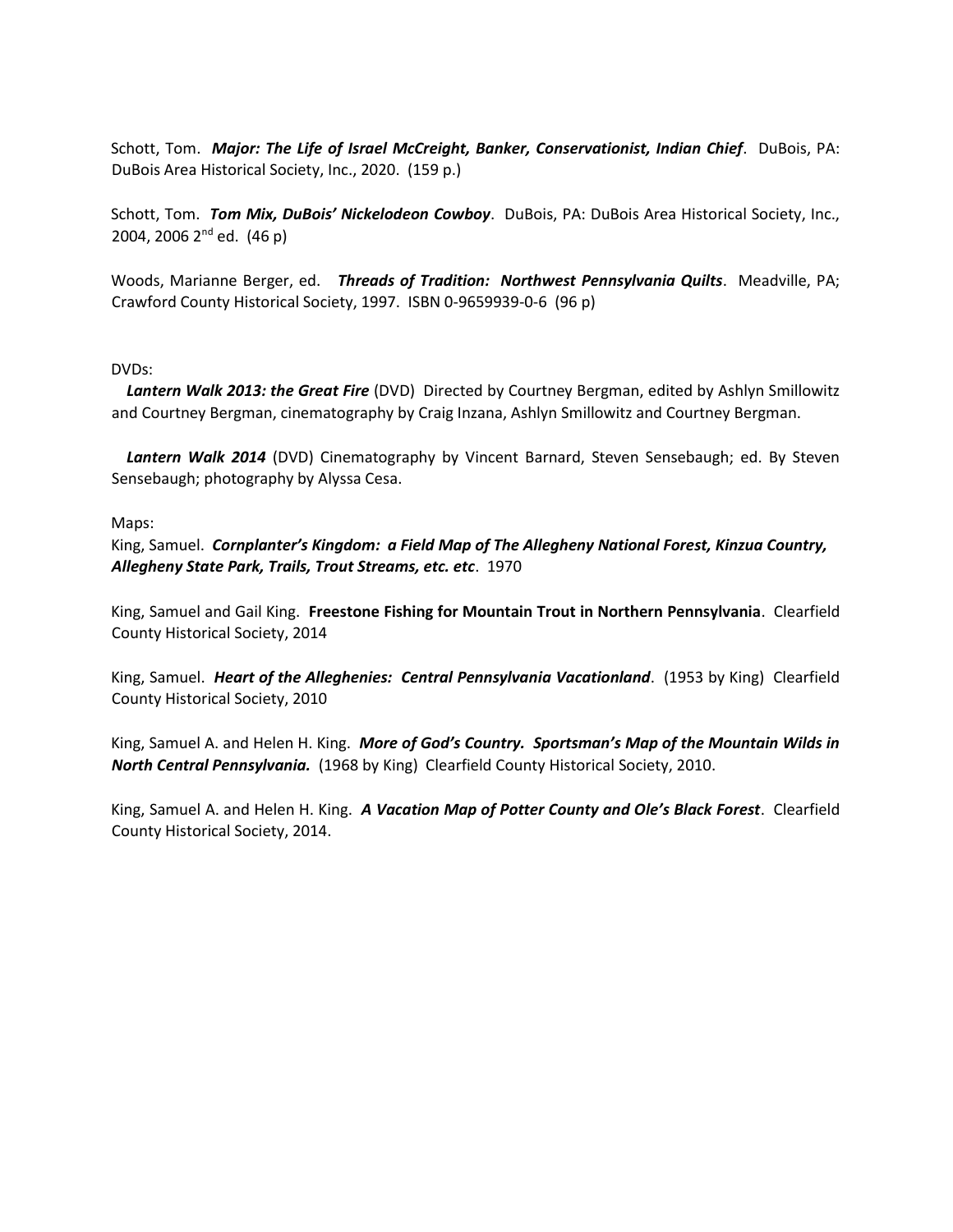Schott, Tom. ***Major: The Life of Israel McCreight, Banker, Conservationist, Indian Chief***. DuBois, PA: DuBois Area Historical Society, Inc., 2020. (159 p.)

Schott, Tom. ***Tom Mix, DuBois' Nickelodeon Cowboy***. DuBois, PA: DuBois Area Historical Society, Inc., 2004, 2006 2nd ed. (46 p)

Woods, Marianne Berger, ed. ***Threads of Tradition: Northwest Pennsylvania Quilts***. Meadville, PA; Crawford County Historical Society, 1997. ISBN 0-9659939-0-6 (96 p)

DVDs:

***Lantern Walk 2013: the Great Fire*** (DVD) Directed by Courtney Bergman, edited by Ashlyn Smillowitz and Courtney Bergman, cinematography by Craig Inzana, Ashlyn Smillowitz and Courtney Bergman.

***Lantern Walk 2014*** (DVD) Cinematography by Vincent Barnard, Steven Sensebaugh; ed. By Steven Sensebaugh; photography by Alyssa Cesa.

Maps:

King, Samuel. ***Cornplanter's Kingdom: a Field Map of The Allegheny National Forest, Kinzua Country, Allegheny State Park, Trails, Trout Streams, etc. etc***. 1970

King, Samuel and Gail King. **Freestone Fishing for Mountain Trout in Northern Pennsylvania**. Clearfield County Historical Society, 2014

King, Samuel. ***Heart of the Alleghenies: Central Pennsylvania Vacationland***. (1953 by King) Clearfield County Historical Society, 2010

King, Samuel A. and Helen H. King. ***More of God's Country. Sportsman's Map of the Mountain Wilds in North Central Pennsylvania.*** (1968 by King) Clearfield County Historical Society, 2010.

King, Samuel A. and Helen H. King. ***A Vacation Map of Potter County and Ole's Black Forest***. Clearfield County Historical Society, 2014.